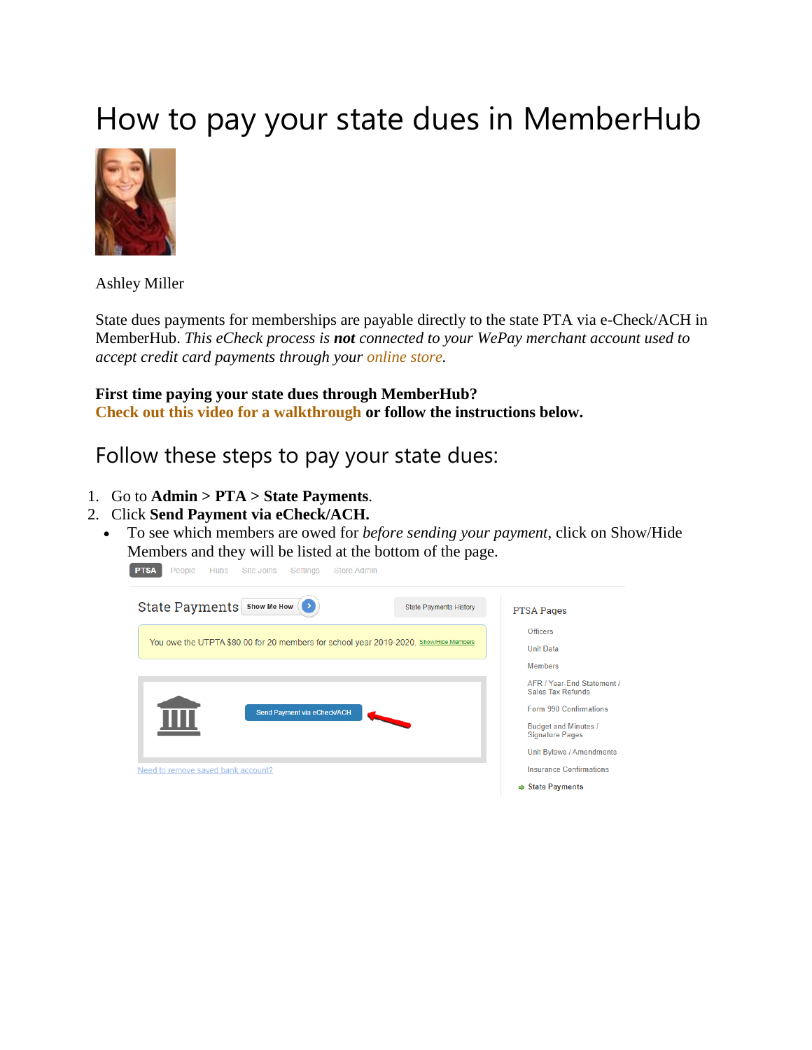# How to pay your state dues in MemberHub

Ashley Miller

State dues payments for memberships are payable directly to the state PTA via e-Check/ACH in MemberHub. *This eCheck process is **not** connected to your WePay merchant account used to accept credit card payments through your online store.*

**First time paying your state dues through MemberHub?**
**Check out this video for a walkthrough or follow the instructions below.**

## Follow these steps to pay your state dues:

1. Go to **Admin > PTA > State Payments**.
2. Click **Send Payment via eCheck/ACH.**
   - To see which members are owed for *before sending your payment*, click on Show/Hide Members and they will be listed at the bottom of the page.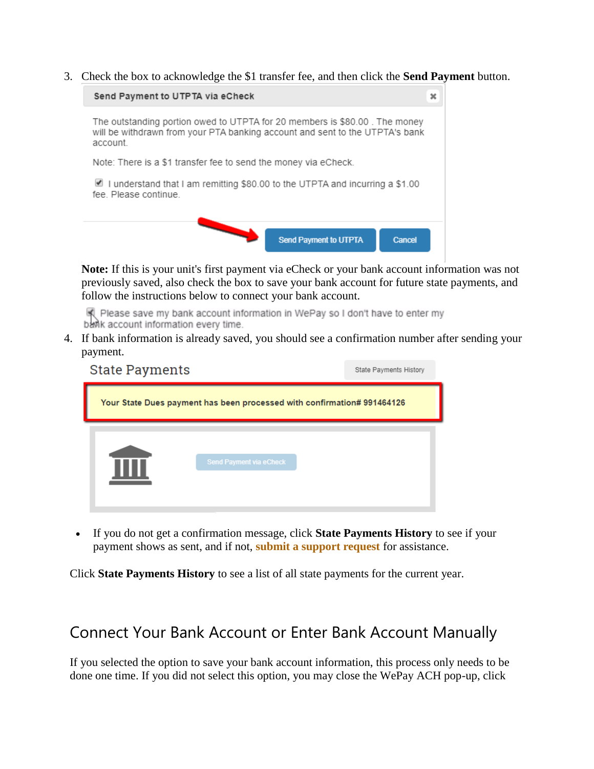3. Check the box to acknowledge the $1 transfer fee, and then click the **Send Payment** button.

   Send Payment to UTPTA via eCheck

   The outstanding portion owed to UTPTA for 20 members is $80.00 . The money will be withdrawn from your PTA banking account and sent to the UTPTA's bank account.

   Note: There is a $1 transfer fee to send the money via eCheck.

   I understand that I am remitting $80.00 to the UTPTA and incurring a $1.00 fee. Please continue.

   Send Payment to UTPTA | Cancel

   **Note:** If this is your unit's first payment via eCheck or your bank account information was not previously saved, also check the box to save your bank account for future state payments, and follow the instructions below to connect your bank account.

   Please save my bank account information in WePay so I don't have to enter my bank account information every time.

4. If bank information is already saved, you should see a confirmation number after sending your payment.

   State Payments | State Payments History

   Your State Dues payment has been processed with confirmation# 991464126

   Send Payment via eCheck

- If you do not get a confirmation message, click **State Payments History** to see if your payment shows as sent, and if not, **submit a support request** for assistance.

Click **State Payments History** to see a list of all state payments for the current year.

## Connect Your Bank Account or Enter Bank Account Manually

If you selected the option to save your bank account information, this process only needs to be done one time. If you did not select this option, you may close the WePay ACH pop-up, click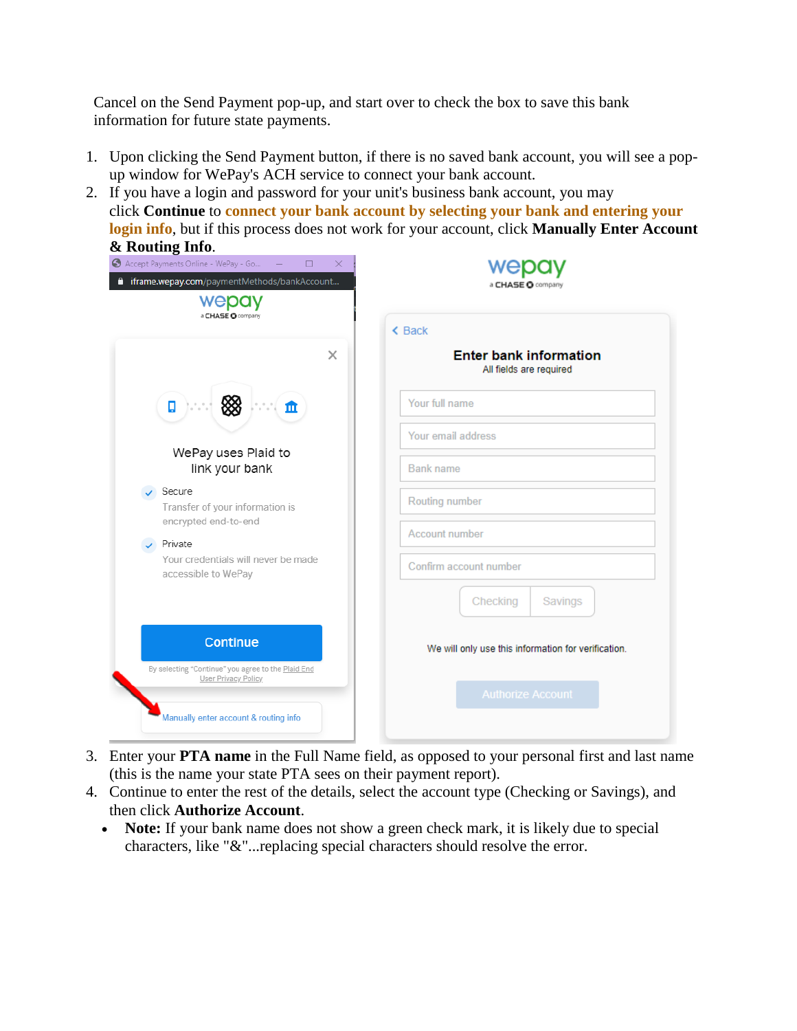Cancel on the Send Payment pop-up, and start over to check the box to save this bank information for future state payments.

1. Upon clicking the Send Payment button, if there is no saved bank account, you will see a pop-up window for WePay's ACH service to connect your bank account.
2. If you have a login and password for your unit's business bank account, you may click **Continue** to **connect your bank account by selecting your bank and entering your login info**, but if this process does not work for your account, click **Manually Enter Account & Routing Info**.
3. Enter your **PTA name** in the Full Name field, as opposed to your personal first and last name (this is the name your state PTA sees on their payment report).
4. Continue to enter the rest of the details, select the account type (Checking or Savings), and then click **Authorize Account**.

- **Note:** If your bank name does not show a green check mark, it is likely due to special characters, like "&"...replacing special characters should resolve the error.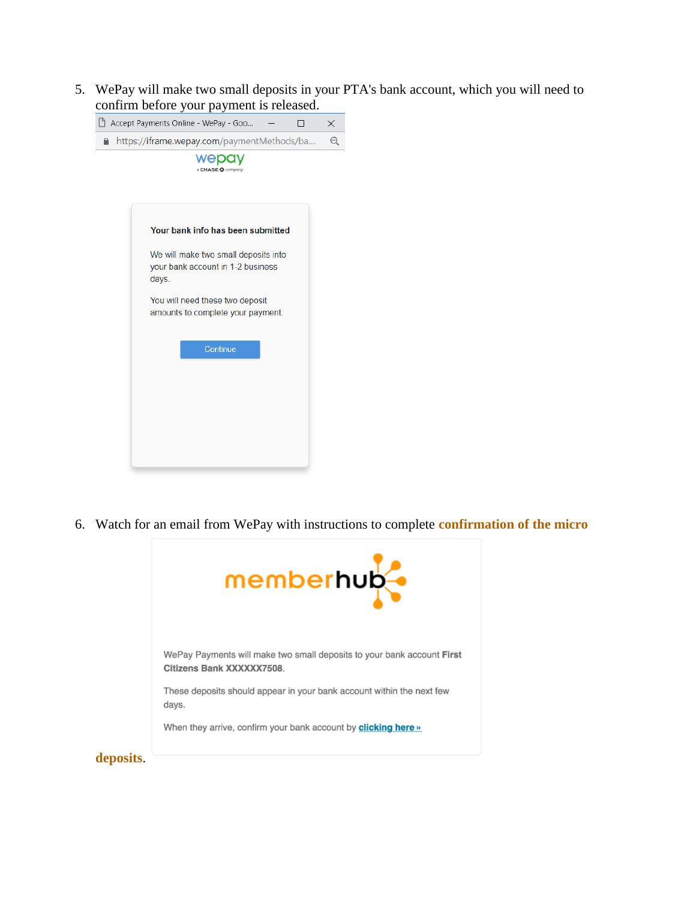5. WePay will make two small deposits in your PTA's bank account, which you will need to confirm before your payment is released.

6. Watch for an email from WePay with instructions to complete **confirmation of the micro deposits**.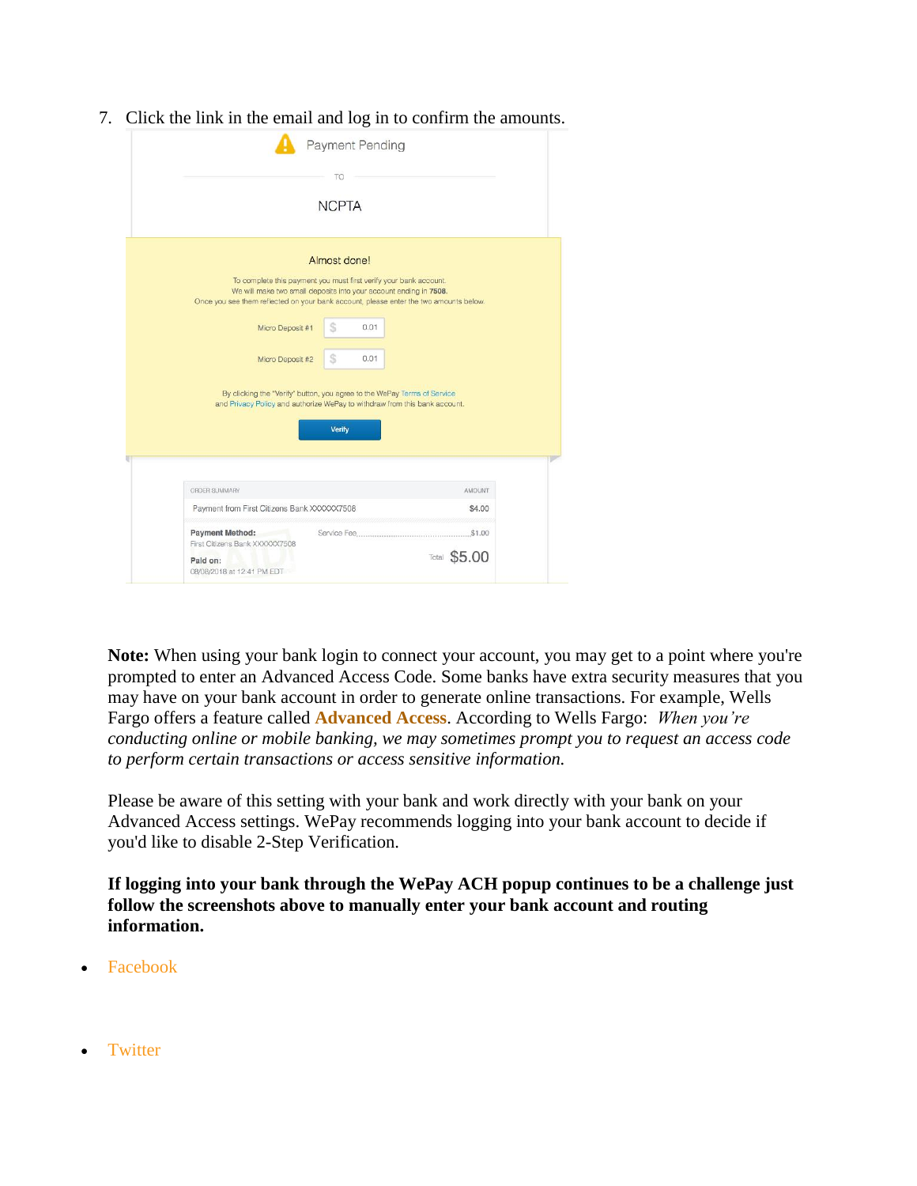7. Click the link in the email and log in to confirm the amounts.

**Note:** When using your bank login to connect your account, you may get to a point where you're prompted to enter an Advanced Access Code. Some banks have extra security measures that you may have on your bank account in order to generate online transactions. For example, Wells Fargo offers a feature called **Advanced Access**. According to Wells Fargo: *When you're conducting online or mobile banking, we may sometimes prompt you to request an access code to perform certain transactions or access sensitive information.*

Please be aware of this setting with your bank and work directly with your bank on your Advanced Access settings. WePay recommends logging into your bank account to decide if you'd like to disable 2-Step Verification.

**If logging into your bank through the WePay ACH popup continues to be a challenge just follow the screenshots above to manually enter your bank account and routing information.**

- Facebook
- Twitter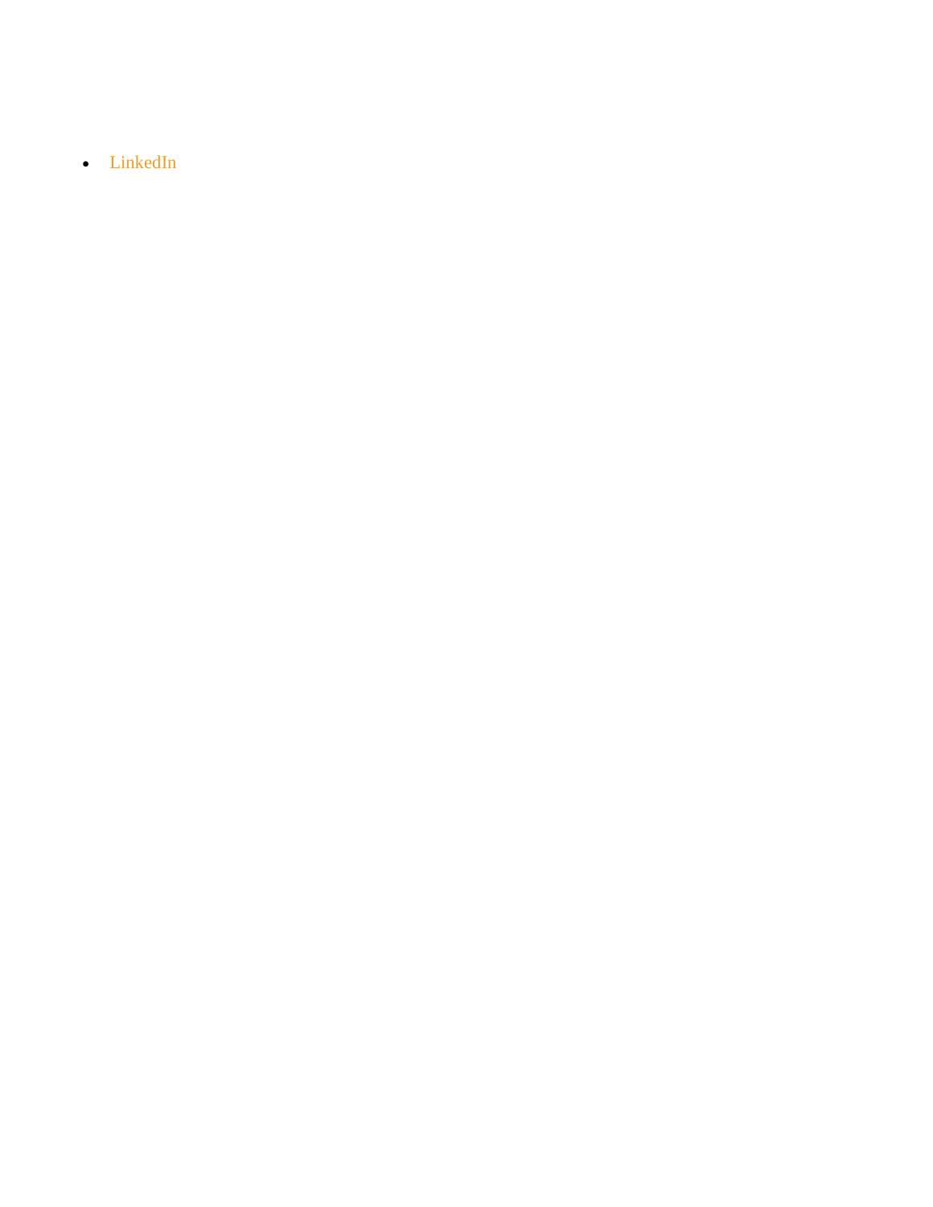- LinkedIn